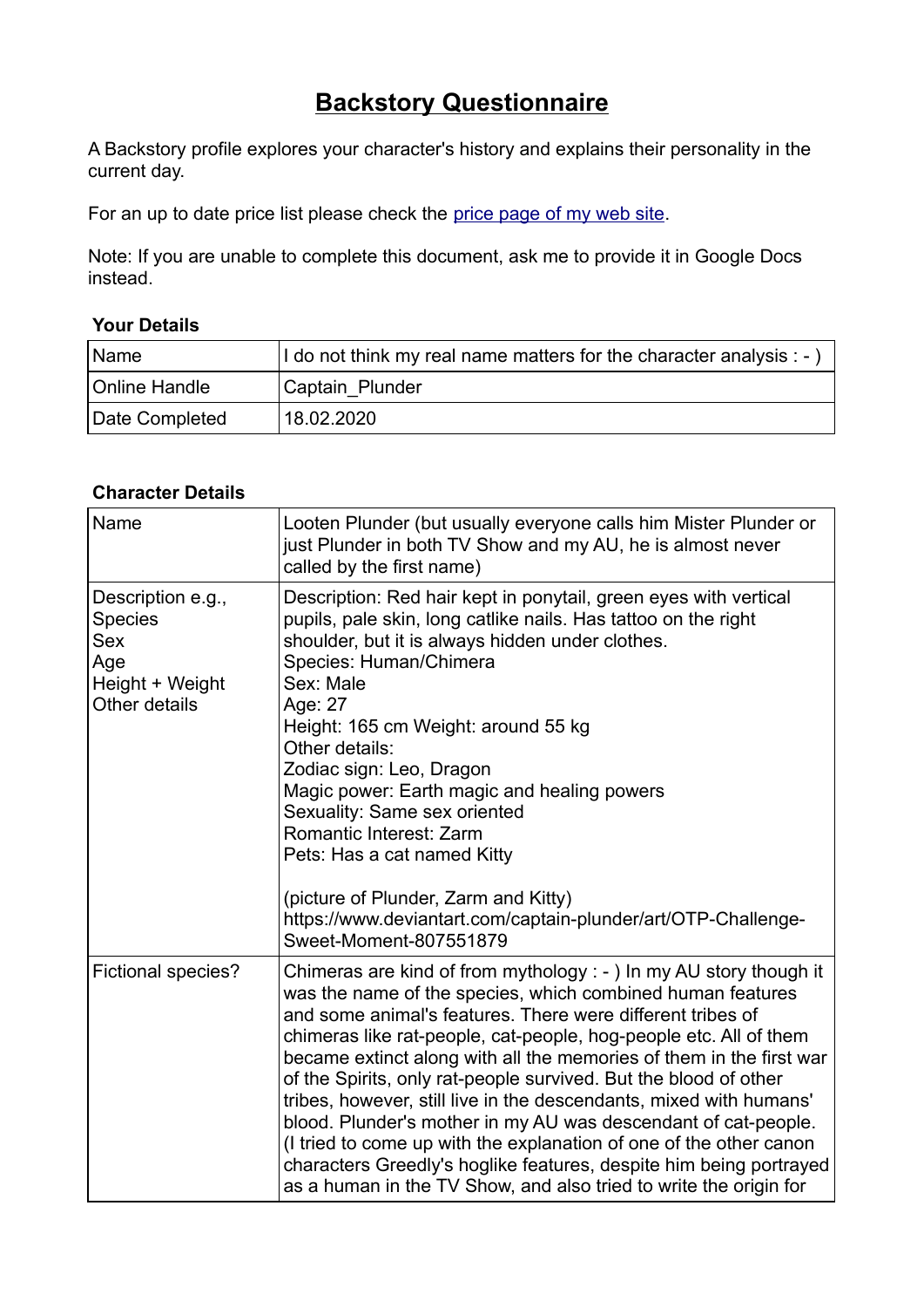# Backstory Questionnaire

A Backstory profile explores your character's history and explains their personality in the current day.

For an up to date price list please check the [price page of my web site](price page of my web site).

Note: If you are unable to complete this document, ask me to provide it in Google Docs instead.

**Your Details**

| | |
|---|---|
| Name | I do not think my real name matters for the character analysis : - ) |
| Online Handle | Captain_Plunder |
| Date Completed | 18.02.2020 |

**Character Details**

| | |
|---|---|
| Name | Looten Plunder (but usually everyone calls him Mister Plunder or just Plunder in both TV Show and my AU, he is almost never called by the first name) |
| Description e.g., Species Sex Age Height + Weight Other details | Description: Red hair kept in ponytail, green eyes with vertical pupils, pale skin, long catlike nails. Has tattoo on the right shoulder, but it is always hidden under clothes.<br>Species: Human/Chimera<br>Sex: Male<br>Age: 27<br>Height: 165 cm Weight: around 55 kg<br>Other details:<br>Zodiac sign: Leo, Dragon<br>Magic power: Earth magic and healing powers<br>Sexuality: Same sex oriented<br>Romantic Interest: Zarm<br>Pets: Has a cat named Kitty<br><br>(picture of Plunder, Zarm and Kitty)<br>https://www.deviantart.com/captain-plunder/art/OTP-Challenge-Sweet-Moment-807551879 |
| Fictional species? | Chimeras are kind of from mythology : - ) In my AU story though it was the name of the species, which combined human features and some animal's features. There were different tribes of chimeras like rat-people, cat-people, hog-people etc. All of them became extinct along with all the memories of them in the first war of the Spirits, only rat-people survived. But the blood of other tribes, however, still live in the descendants, mixed with humans' blood. Plunder's mother in my AU was descendant of cat-people. (I tried to come up with the explanation of one of the other canon characters Greedly's hoglike features, despite him being portrayed as a human in the TV Show, and also tried to write the origin for |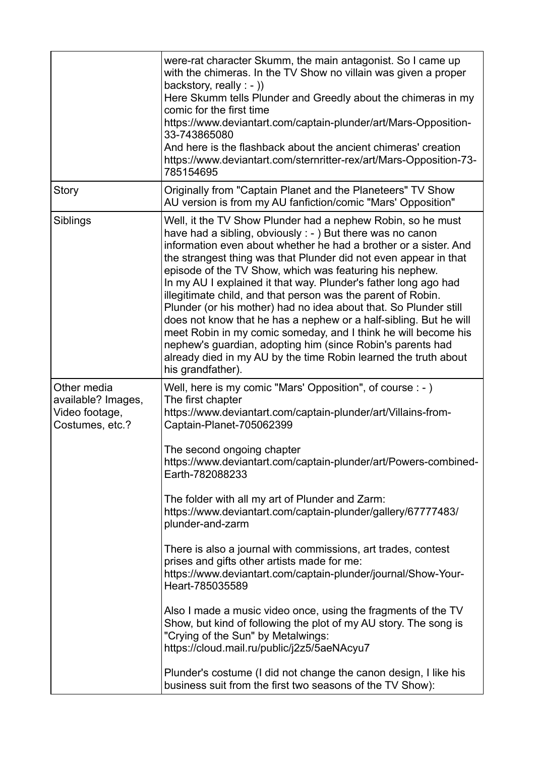| | |
|---|---|
| | were-rat character Skumm, the main antagonist. So I came up with the chimeras. In the TV Show no villain was given a proper backstory, really : - ))<br>Here Skumm tells Plunder and Greedly about the chimeras in my comic for the first time<br>https://www.deviantart.com/captain-plunder/art/Mars-Opposition-33-743865080<br>And here is the flashback about the ancient chimeras' creation<br>https://www.deviantart.com/sternritter-rex/art/Mars-Opposition-73-785154695 |
| Story | Originally from "Captain Planet and the Planeteers" TV Show<br>AU version is from my AU fanfiction/comic "Mars' Opposition" |
| Siblings | Well, it the TV Show Plunder had a nephew Robin, so he must have had a sibling, obviously : - ) But there was no canon information even about whether he had a brother or a sister. And the strangest thing was that Plunder did not even appear in that episode of the TV Show, which was featuring his nephew.<br>In my AU I explained it that way. Plunder's father long ago had illegitimate child, and that person was the parent of Robin. Plunder (or his mother) had no idea about that. So Plunder still does not know that he has a nephew or a half-sibling. But he will meet Robin in my comic someday, and I think he will become his nephew's guardian, adopting him (since Robin's parents had already died in my AU by the time Robin learned the truth about his grandfather). |
| Other media available? Images, Video footage, Costumes, etc.? | Well, here is my comic "Mars' Opposition", of course : - )<br>The first chapter<br>https://www.deviantart.com/captain-plunder/art/Villains-from-Captain-Planet-705062399<br><br>The second ongoing chapter<br>https://www.deviantart.com/captain-plunder/art/Powers-combined-Earth-782088233<br><br>The folder with all my art of Plunder and Zarm:<br>https://www.deviantart.com/captain-plunder/gallery/67777483/plunder-and-zarm<br><br>There is also a journal with commissions, art trades, contest prises and gifts other artists made for me:<br>https://www.deviantart.com/captain-plunder/journal/Show-Your-Heart-785035589<br><br>Also I made a music video once, using the fragments of the TV Show, but kind of following the plot of my AU story. The song is "Crying of the Sun" by Metalwings:<br>https://cloud.mail.ru/public/j2z5/5aeNAcyu7<br><br>Plunder's costume (I did not change the canon design, I like his business suit from the first two seasons of the TV Show): |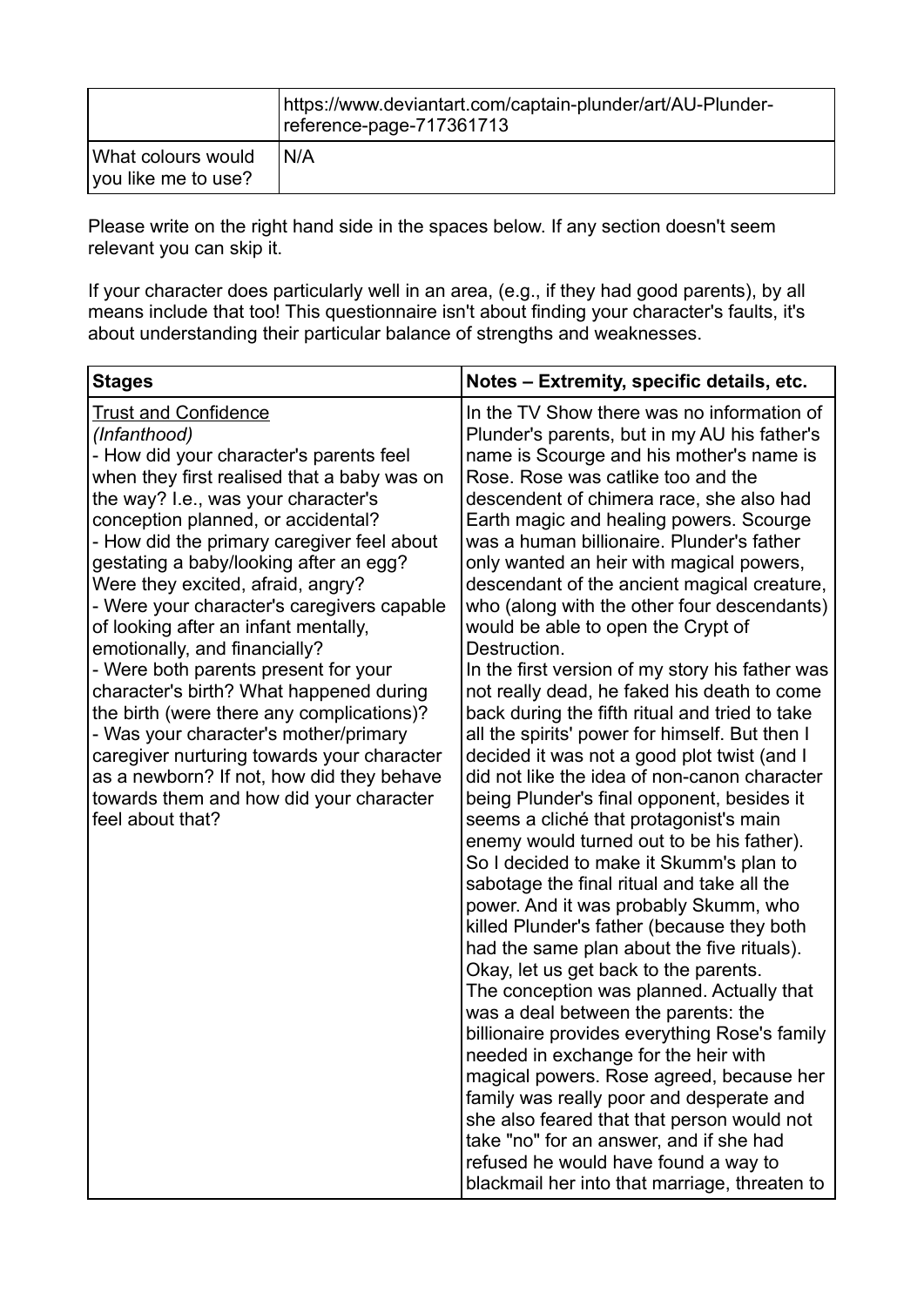| | https://www.deviantart.com/captain-plunder/art/AU-Plunder-reference-page-717361713 |
|---|---|
| What colours would you like me to use? | N/A |

Please write on the right hand side in the spaces below. If any section doesn't seem relevant you can skip it.

If your character does particularly well in an area, (e.g., if they had good parents), by all means include that too! This questionnaire isn't about finding your character's faults, it's about understanding their particular balance of strengths and weaknesses.

| **Stages** | **Notes – Extremity, specific details, etc.** |
|---|---|
| Trust and Confidence<br>*(Infanthood)*<br>- How did your character's parents feel when they first realised that a baby was on the way? I.e., was your character's conception planned, or accidental?<br>- How did the primary caregiver feel about gestating a baby/looking after an egg? Were they excited, afraid, angry?<br>- Were your character's caregivers capable of looking after an infant mentally, emotionally, and financially?<br>- Were both parents present for your character's birth? What happened during the birth (were there any complications)?<br>- Was your character's mother/primary caregiver nurturing towards your character as a newborn? If not, how did they behave towards them and how did your character feel about that? | In the TV Show there was no information of Plunder's parents, but in my AU his father's name is Scourge and his mother's name is Rose. Rose was catlike too and the descendent of chimera race, she also had Earth magic and healing powers. Scourge was a human billionaire. Plunder's father only wanted an heir with magical powers, descendant of the ancient magical creature, who (along with the other four descendants) would be able to open the Crypt of Destruction.<br>In the first version of my story his father was not really dead, he faked his death to come back during the fifth ritual and tried to take all the spirits' power for himself. But then I decided it was not a good plot twist (and I did not like the idea of non-canon character being Plunder's final opponent, besides it seems a cliché that protagonist's main enemy would turned out to be his father). So I decided to make it Skumm's plan to sabotage the final ritual and take all the power. And it was probably Skumm, who killed Plunder's father (because they both had the same plan about the five rituals).<br>Okay, let us get back to the parents.<br>The conception was planned. Actually that was a deal between the parents: the billionaire provides everything Rose's family needed in exchange for the heir with magical powers. Rose agreed, because her family was really poor and desperate and she also feared that that person would not take "no" for an answer, and if she had refused he would have found a way to blackmail her into that marriage, threaten to |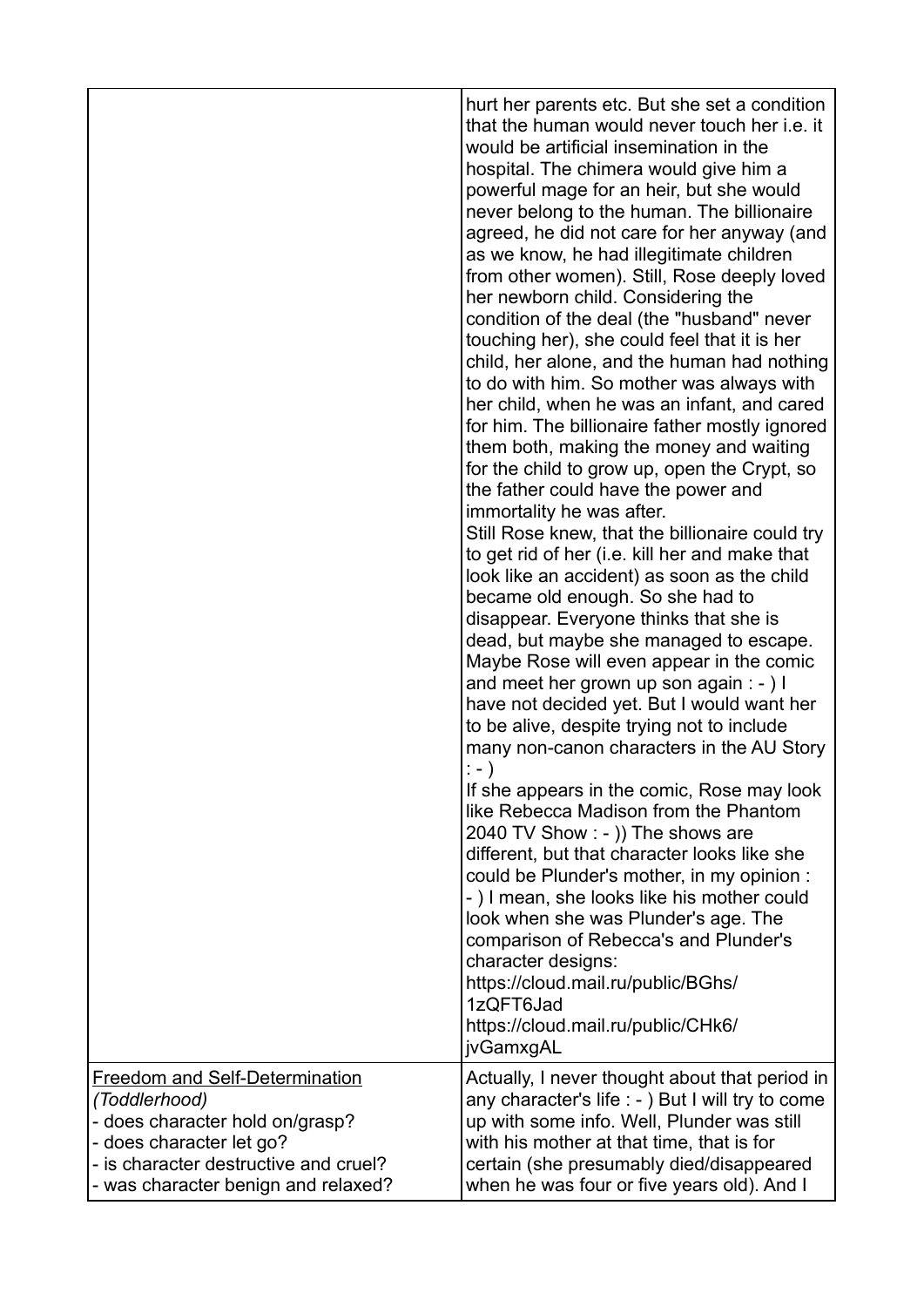| | |
|---|---|
| | hurt her parents etc. But she set a condition that the human would never touch her i.e. it would be artificial insemination in the hospital. The chimera would give him a powerful mage for an heir, but she would never belong to the human. The billionaire agreed, he did not care for her anyway (and as we know, he had illegitimate children from other women). Still, Rose deeply loved her newborn child. Considering the condition of the deal (the "husband" never touching her), she could feel that it is her child, her alone, and the human had nothing to do with him. So mother was always with her child, when he was an infant, and cared for him. The billionaire father mostly ignored them both, making the money and waiting for the child to grow up, open the Crypt, so the father could have the power and immortality he was after.<br>Still Rose knew, that the billionaire could try to get rid of her (i.e. kill her and make that look like an accident) as soon as the child became old enough. So she had to disappear. Everyone thinks that she is dead, but maybe she managed to escape. Maybe Rose will even appear in the comic and meet her grown up son again : - ) I have not decided yet. But I would want her to be alive, despite trying not to include many non-canon characters in the AU Story : - )<br>If she appears in the comic, Rose may look like Rebecca Madison from the Phantom 2040 TV Show : - )) The shows are different, but that character looks like she could be Plunder's mother, in my opinion : - ) I mean, she looks like his mother could look when she was Plunder's age. The comparison of Rebecca's and Plunder's character designs:<br>https://cloud.mail.ru/public/BGhs/1zQFT6Jad<br>https://cloud.mail.ru/public/CHk6/jvGamxgAL |
| <u>Freedom and Self-Determination</u><br>*(Toddlerhood)*<br>- does character hold on/grasp?<br>- does character let go?<br>- is character destructive and cruel?<br>- was character benign and relaxed? | Actually, I never thought about that period in any character's life : - ) But I will try to come up with some info. Well, Plunder was still with his mother at that time, that is for certain (she presumably died/disappeared when he was four or five years old). And I |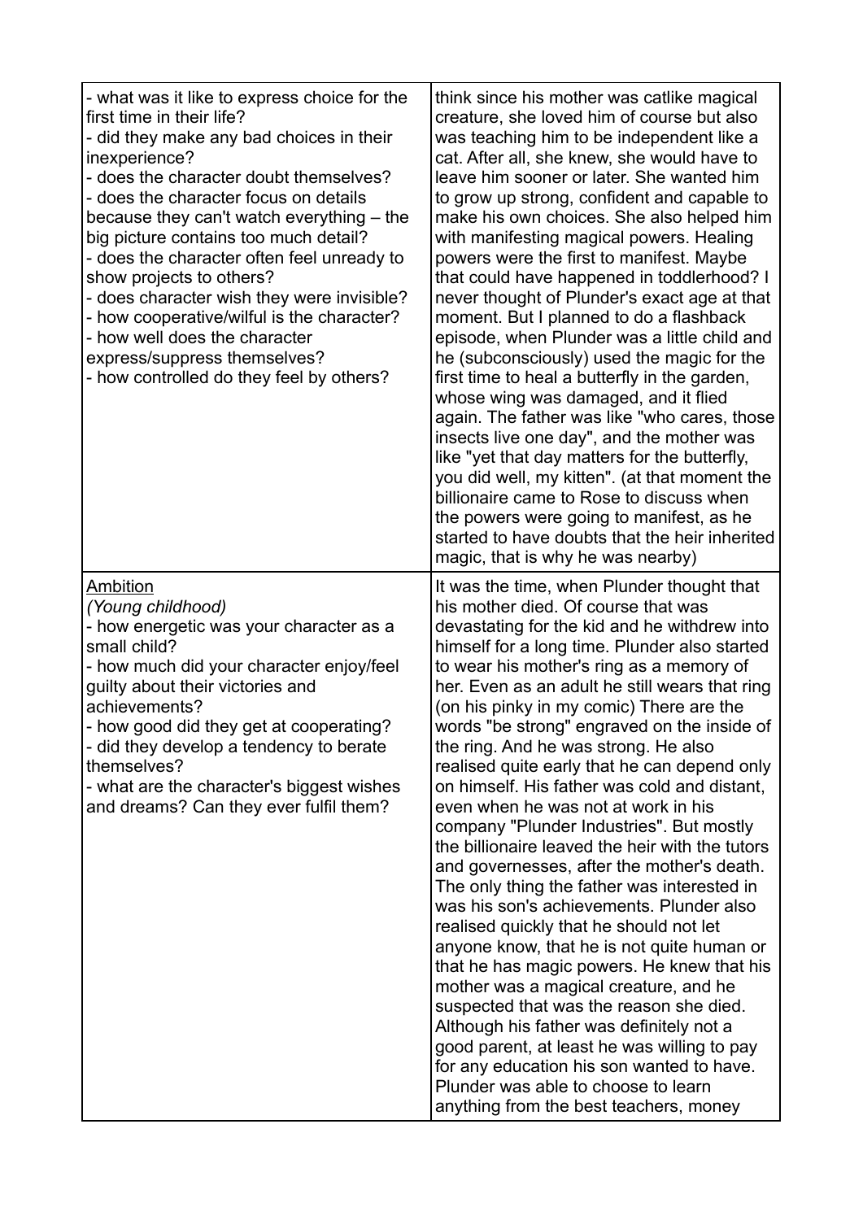| | |
|---|---|
| - what was it like to express choice for the first time in their life?<br>- did they make any bad choices in their inexperience?<br>- does the character doubt themselves?<br>- does the character focus on details because they can't watch everything – the big picture contains too much detail?<br>- does the character often feel unready to show projects to others?<br>- does character wish they were invisible?<br>- how cooperative/wilful is the character?<br>- how well does the character express/suppress themselves?<br>- how controlled do they feel by others? | think since his mother was catlike magical creature, she loved him of course but also was teaching him to be independent like a cat. After all, she knew, she would have to leave him sooner or later. She wanted him to grow up strong, confident and capable to make his own choices. She also helped him with manifesting magical powers. Healing powers were the first to manifest. Maybe that could have happened in toddlerhood? I never thought of Plunder's exact age at that moment. But I planned to do a flashback episode, when Plunder was a little child and he (subconsciously) used the magic for the first time to heal a butterfly in the garden, whose wing was damaged, and it flied again. The father was like "who cares, those insects live one day", and the mother was like "yet that day matters for the butterfly, you did well, my kitten". (at that moment the billionaire came to Rose to discuss when the powers were going to manifest, as he started to have doubts that the heir inherited magic, that is why he was nearby) |
| <u>Ambition</u><br>*(Young childhood)*<br>- how energetic was your character as a small child?<br>- how much did your character enjoy/feel guilty about their victories and achievements?<br>- how good did they get at cooperating?<br>- did they develop a tendency to berate themselves?<br>- what are the character's biggest wishes and dreams? Can they ever fulfil them? | It was the time, when Plunder thought that his mother died. Of course that was devastating for the kid and he withdrew into himself for a long time. Plunder also started to wear his mother's ring as a memory of her. Even as an adult he still wears that ring (on his pinky in my comic) There are the words "be strong" engraved on the inside of the ring. And he was strong. He also realised quite early that he can depend only on himself. His father was cold and distant, even when he was not at work in his company "Plunder Industries". But mostly the billionaire leaved the heir with the tutors and governesses, after the mother's death. The only thing the father was interested in was his son's achievements. Plunder also realised quickly that he should not let anyone know, that he is not quite human or that he has magic powers. He knew that his mother was a magical creature, and he suspected that was the reason she died. Although his father was definitely not a good parent, at least he was willing to pay for any education his son wanted to have. Plunder was able to choose to learn anything from the best teachers, money |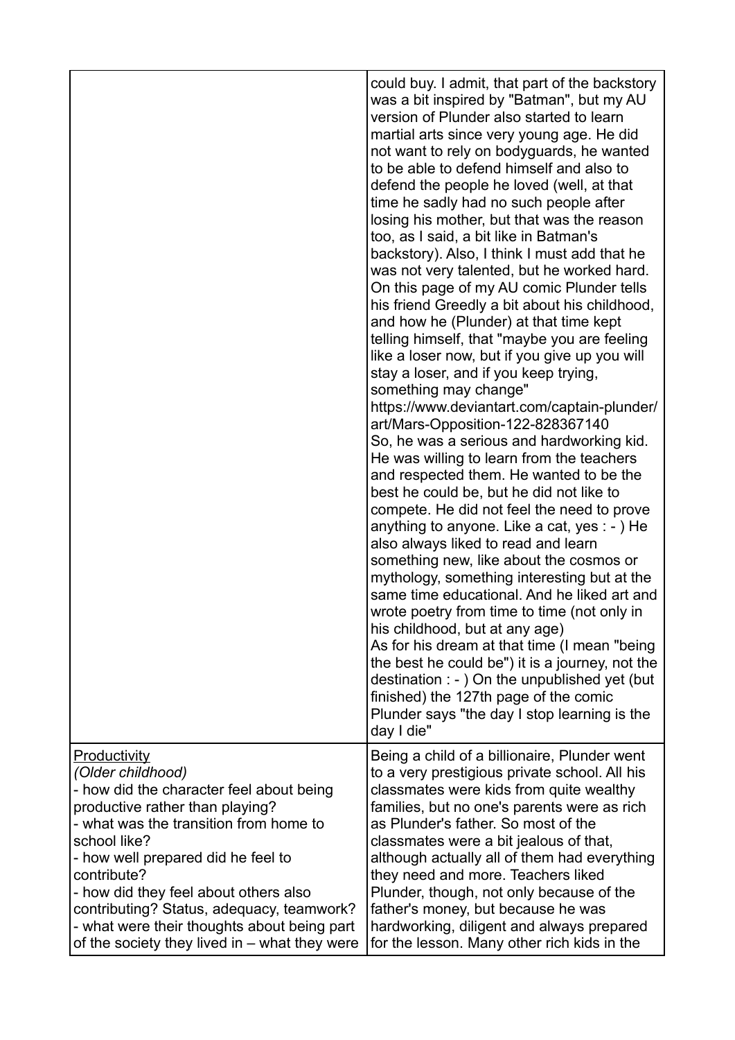| | |
|---|---|
| | could buy. I admit, that part of the backstory was a bit inspired by "Batman", but my AU version of Plunder also started to learn martial arts since very young age. He did not want to rely on bodyguards, he wanted to be able to defend himself and also to defend the people he loved (well, at that time he sadly had no such people after losing his mother, but that was the reason too, as I said, a bit like in Batman's backstory). Also, I think I must add that he was not very talented, but he worked hard. On this page of my AU comic Plunder tells his friend Greedly a bit about his childhood, and how he (Plunder) at that time kept telling himself, that "maybe you are feeling like a loser now, but if you give up you will stay a loser, and if you keep trying, something may change" https://www.deviantart.com/captain-plunder/art/Mars-Opposition-122-828367140 So, he was a serious and hardworking kid. He was willing to learn from the teachers and respected them. He wanted to be the best he could be, but he did not like to compete. He did not feel the need to prove anything to anyone. Like a cat, yes : - ) He also always liked to read and learn something new, like about the cosmos or mythology, something interesting but at the same time educational. And he liked art and wrote poetry from time to time (not only in his childhood, but at any age) As for his dream at that time (I mean "being the best he could be") it is a journey, not the destination : - ) On the unpublished yet (but finished) the 127th page of the comic Plunder says "the day I stop learning is the day I die" |
| Productivity<br>*(Older childhood)*<br>- how did the character feel about being productive rather than playing?<br>- what was the transition from home to school like?<br>- how well prepared did he feel to contribute?<br>- how did they feel about others also contributing? Status, adequacy, teamwork?<br>- what were their thoughts about being part of the society they lived in – what they were | Being a child of a billionaire, Plunder went to a very prestigious private school. All his classmates were kids from quite wealthy families, but no one's parents were as rich as Plunder's father. So most of the classmates were a bit jealous of that, although actually all of them had everything they need and more. Teachers liked Plunder, though, not only because of the father's money, but because he was hardworking, diligent and always prepared for the lesson. Many other rich kids in the |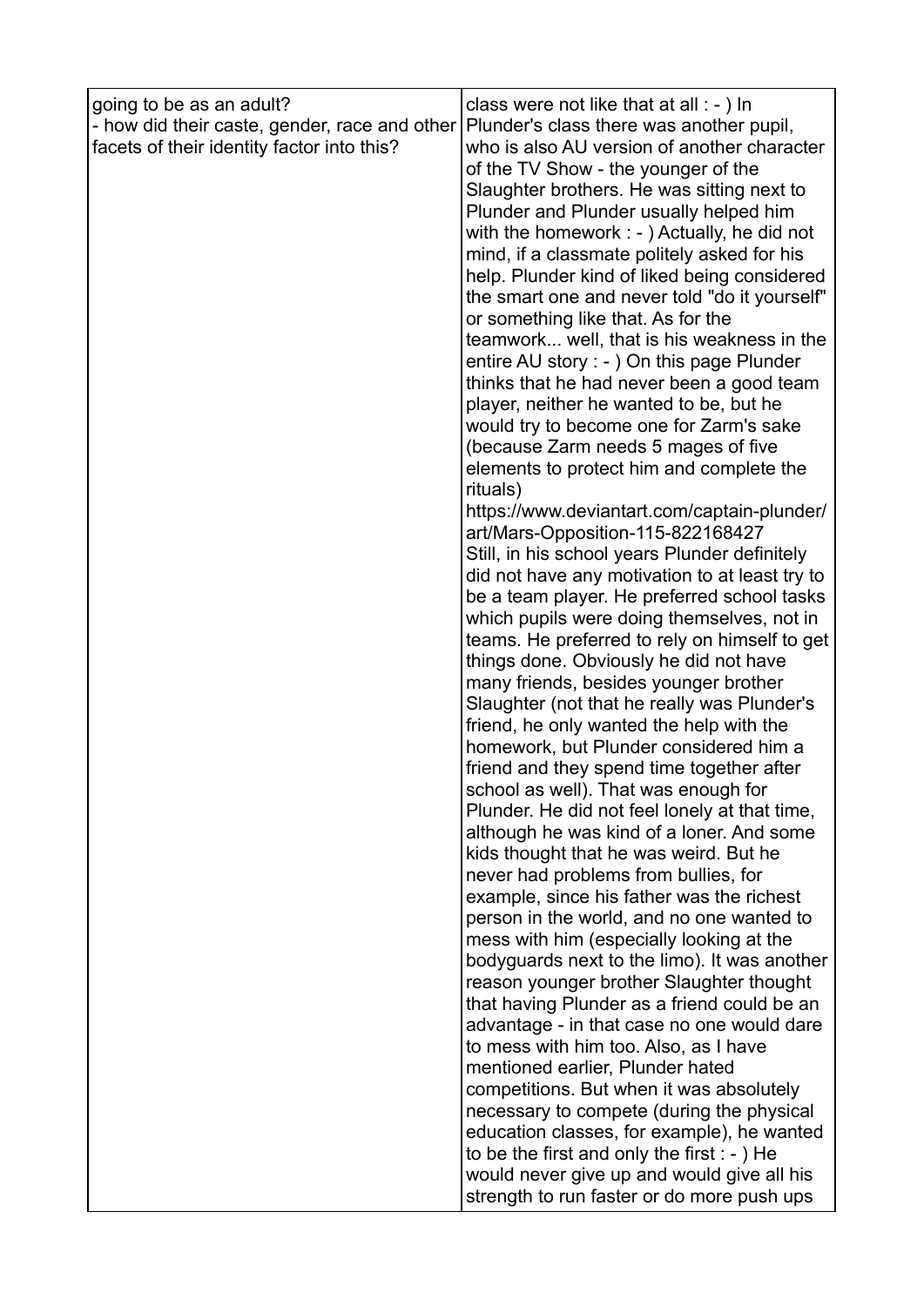| going to be as an adult?<br>- how did their caste, gender, race and other facets of their identity factor into this? | class were not like that at all : - ) In Plunder's class there was another pupil, who is also AU version of another character of the TV Show - the younger of the Slaughter brothers. He was sitting next to Plunder and Plunder usually helped him with the homework : - ) Actually, he did not mind, if a classmate politely asked for his help. Plunder kind of liked being considered the smart one and never told "do it yourself" or something like that. As for the teamwork... well, that is his weakness in the entire AU story : - ) On this page Plunder thinks that he had never been a good team player, neither he wanted to be, but he would try to become one for Zarm's sake (because Zarm needs 5 mages of five elements to protect him and complete the rituals)<br>https://www.deviantart.com/captain-plunder/art/Mars-Opposition-115-822168427<br>Still, in his school years Plunder definitely did not have any motivation to at least try to be a team player. He preferred school tasks which pupils were doing themselves, not in teams. He preferred to rely on himself to get things done. Obviously he did not have many friends, besides younger brother Slaughter (not that he really was Plunder's friend, he only wanted the help with the homework, but Plunder considered him a friend and they spend time together after school as well). That was enough for Plunder. He did not feel lonely at that time, although he was kind of a loner. And some kids thought that he was weird. But he never had problems from bullies, for example, since his father was the richest person in the world, and no one wanted to mess with him (especially looking at the bodyguards next to the limo). It was another reason younger brother Slaughter thought that having Plunder as a friend could be an advantage - in that case no one would dare to mess with him too. Also, as I have mentioned earlier, Plunder hated competitions. But when it was absolutely necessary to compete (during the physical education classes, for example), he wanted to be the first and only the first : - ) He would never give up and would give all his strength to run faster or do more push ups |
|---|---|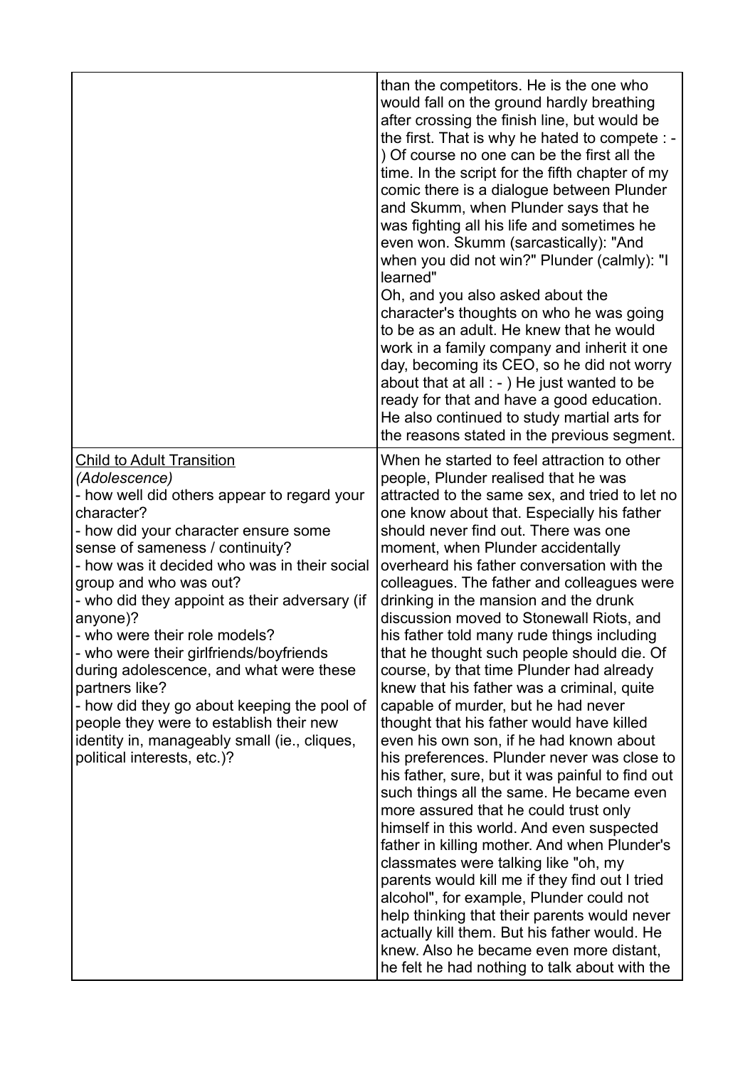| | |
|---|---|
| | than the competitors. He is the one who would fall on the ground hardly breathing after crossing the finish line, but would be the first. That is why he hated to compete : - ) Of course no one can be the first all the time. In the script for the fifth chapter of my comic there is a dialogue between Plunder and Skumm, when Plunder says that he was fighting all his life and sometimes he even won. Skumm (sarcastically): "And when you did not win?" Plunder (calmly): "I learned"<br>Oh, and you also asked about the character's thoughts on who he was going to be as an adult. He knew that he would work in a family company and inherit it one day, becoming its CEO, so he did not worry about that at all : - ) He just wanted to be ready for that and have a good education. He also continued to study martial arts for the reasons stated in the previous segment. |
| <u>Child to Adult Transition</u><br>*(Adolescence)*<br>- how well did others appear to regard your character?<br>- how did your character ensure some sense of sameness / continuity?<br>- how was it decided who was in their social group and who was out?<br>- who did they appoint as their adversary (if anyone)?<br>- who were their role models?<br>- who were their girlfriends/boyfriends during adolescence, and what were these partners like?<br>- how did they go about keeping the pool of people they were to establish their new identity in, manageably small (ie., cliques, political interests, etc.)? | When he started to feel attraction to other people, Plunder realised that he was attracted to the same sex, and tried to let no one know about that. Especially his father should never find out. There was one moment, when Plunder accidentally overheard his father conversation with the colleagues. The father and colleagues were drinking in the mansion and the drunk discussion moved to Stonewall Riots, and his father told many rude things including that he thought such people should die. Of course, by that time Plunder had already knew that his father was a criminal, quite capable of murder, but he had never thought that his father would have killed even his own son, if he had known about his preferences. Plunder never was close to his father, sure, but it was painful to find out such things all the same. He became even more assured that he could trust only himself in this world. And even suspected father in killing mother. And when Plunder's classmates were talking like "oh, my parents would kill me if they find out I tried alcohol", for example, Plunder could not help thinking that their parents would never actually kill them. But his father would. He knew. Also he became even more distant, he felt he had nothing to talk about with the |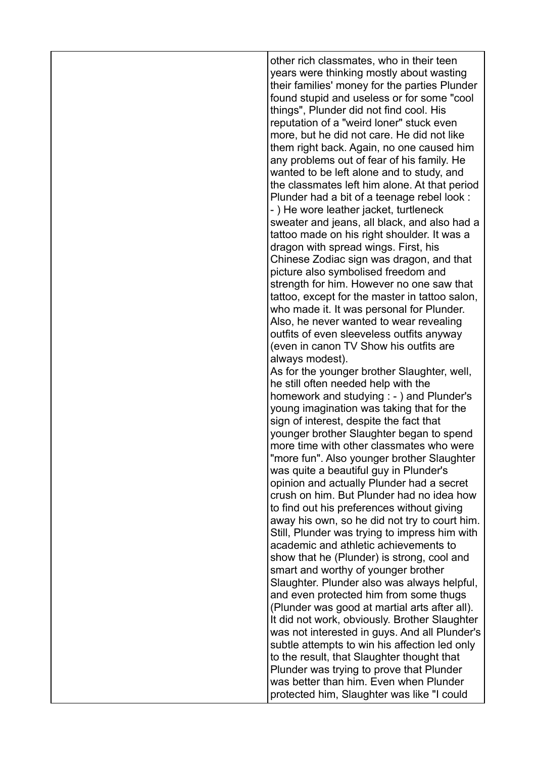| | other rich classmates, who in their teen years were thinking mostly about wasting their families' money for the parties Plunder found stupid and useless or for some "cool things", Plunder did not find cool. His reputation of a "weird loner" stuck even more, but he did not care. He did not like them right back. Again, no one caused him any problems out of fear of his family. He wanted to be left alone and to study, and the classmates left him alone. At that period Plunder had a bit of a teenage rebel look : - ) He wore leather jacket, turtleneck sweater and jeans, all black, and also had a tattoo made on his right shoulder. It was a dragon with spread wings. First, his Chinese Zodiac sign was dragon, and that picture also symbolised freedom and strength for him. However no one saw that tattoo, except for the master in tattoo salon, who made it. It was personal for Plunder. Also, he never wanted to wear revealing outfits of even sleeveless outfits anyway (even in canon TV Show his outfits are always modest).<br>As for the younger brother Slaughter, well, he still often needed help with the homework and studying : - ) and Plunder's young imagination was taking that for the sign of interest, despite the fact that younger brother Slaughter began to spend more time with other classmates who were "more fun". Also younger brother Slaughter was quite a beautiful guy in Plunder's opinion and actually Plunder had a secret crush on him. But Plunder had no idea how to find out his preferences without giving away his own, so he did not try to court him. Still, Plunder was trying to impress him with academic and athletic achievements to show that he (Plunder) is strong, cool and smart and worthy of younger brother Slaughter. Plunder also was always helpful, and even protected him from some thugs (Plunder was good at martial arts after all). It did not work, obviously. Brother Slaughter was not interested in guys. And all Plunder's subtle attempts to win his affection led only to the result, that Slaughter thought that Plunder was trying to prove that Plunder was better than him. Even when Plunder protected him, Slaughter was like "I could |
|---|---|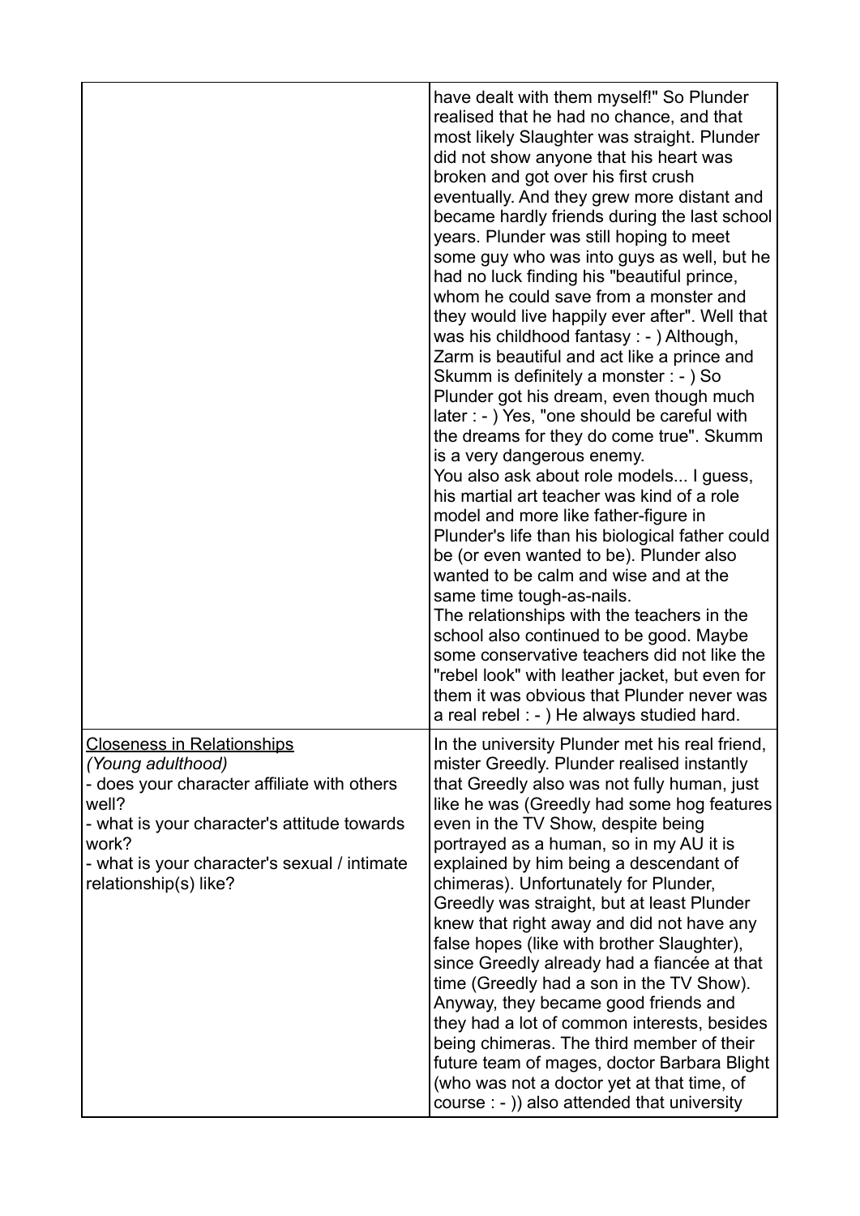| | |
|---|---|
| | have dealt with them myself!" So Plunder realised that he had no chance, and that most likely Slaughter was straight. Plunder did not show anyone that his heart was broken and got over his first crush eventually. And they grew more distant and became hardly friends during the last school years. Plunder was still hoping to meet some guy who was into guys as well, but he had no luck finding his "beautiful prince, whom he could save from a monster and they would live happily ever after". Well that was his childhood fantasy : - ) Although, Zarm is beautiful and act like a prince and Skumm is definitely a monster : - ) So Plunder got his dream, even though much later : - ) Yes, "one should be careful with the dreams for they do come true". Skumm is a very dangerous enemy.<br>You also ask about role models... I guess, his martial art teacher was kind of a role model and more like father-figure in Plunder's life than his biological father could be (or even wanted to be). Plunder also wanted to be calm and wise and at the same time tough-as-nails.<br>The relationships with the teachers in the school also continued to be good. Maybe some conservative teachers did not like the "rebel look" with leather jacket, but even for them it was obvious that Plunder never was a real rebel : - ) He always studied hard. |
| <u>Closeness in Relationships</u><br>*(Young adulthood)*<br>- does your character affiliate with others well?<br>- what is your character's attitude towards work?<br>- what is your character's sexual / intimate relationship(s) like? | In the university Plunder met his real friend, mister Greedly. Plunder realised instantly that Greedly also was not fully human, just like he was (Greedly had some hog features even in the TV Show, despite being portrayed as a human, so in my AU it is explained by him being a descendant of chimeras). Unfortunately for Plunder, Greedly was straight, but at least Plunder knew that right away and did not have any false hopes (like with brother Slaughter), since Greedly already had a fiancée at that time (Greedly had a son in the TV Show). Anyway, they became good friends and they had a lot of common interests, besides being chimeras. The third member of their future team of mages, doctor Barbara Blight (who was not a doctor yet at that time, of course : - )) also attended that university |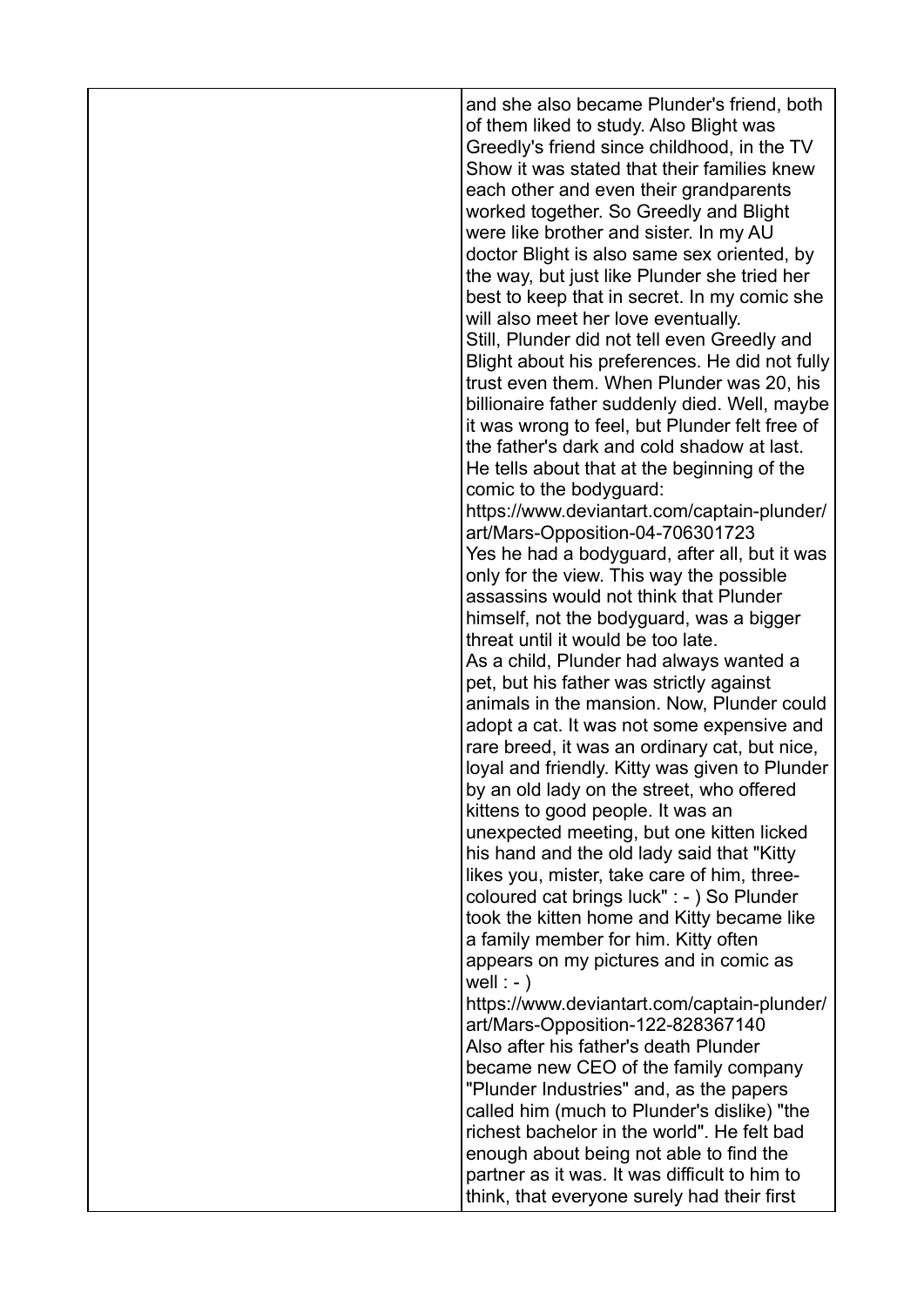and she also became Plunder's friend, both of them liked to study. Also Blight was Greedly's friend since childhood, in the TV Show it was stated that their families knew each other and even their grandparents worked together. So Greedly and Blight were like brother and sister. In my AU doctor Blight is also same sex oriented, by the way, but just like Plunder she tried her best to keep that in secret. In my comic she will also meet her love eventually.

Still, Plunder did not tell even Greedly and Blight about his preferences. He did not fully trust even them. When Plunder was 20, his billionaire father suddenly died. Well, maybe it was wrong to feel, but Plunder felt free of the father's dark and cold shadow at last. He tells about that at the beginning of the comic to the bodyguard:

https://www.deviantart.com/captain-plunder/art/Mars-Opposition-04-706301723

Yes he had a bodyguard, after all, but it was only for the view. This way the possible assassins would not think that Plunder himself, not the bodyguard, was a bigger threat until it would be too late.

As a child, Plunder had always wanted a pet, but his father was strictly against animals in the mansion. Now, Plunder could adopt a cat. It was not some expensive and rare breed, it was an ordinary cat, but nice, loyal and friendly. Kitty was given to Plunder by an old lady on the street, who offered kittens to good people. It was an unexpected meeting, but one kitten licked his hand and the old lady said that "Kitty likes you, mister, take care of him, three-coloured cat brings luck" : - ) So Plunder took the kitten home and Kitty became like a family member for him. Kitty often appears on my pictures and in comic as well : - )

https://www.deviantart.com/captain-plunder/art/Mars-Opposition-122-828367140

Also after his father's death Plunder became new CEO of the family company "Plunder Industries" and, as the papers called him (much to Plunder's dislike) "the richest bachelor in the world". He felt bad enough about being not able to find the partner as it was. It was difficult to him to think, that everyone surely had their first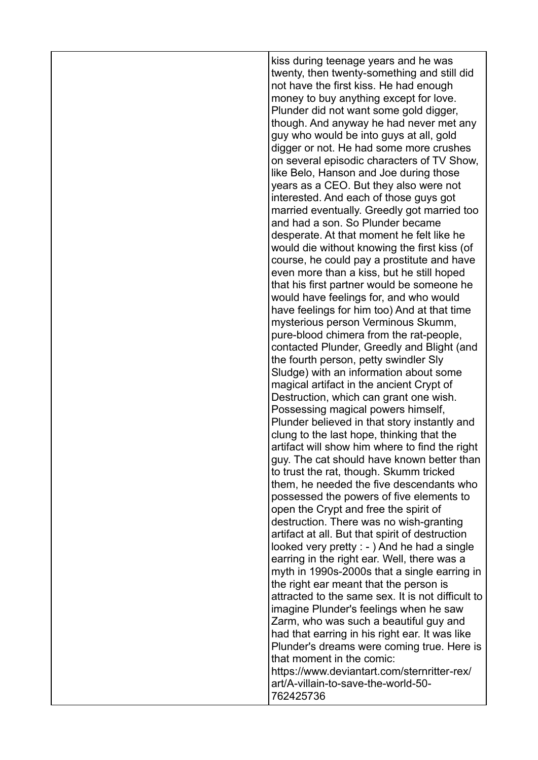| | |
| --- | --- |
| | kiss during teenage years and he was twenty, then twenty-something and still did not have the first kiss. He had enough money to buy anything except for love. Plunder did not want some gold digger, though. And anyway he had never met any guy who would be into guys at all, gold digger or not. He had some more crushes on several episodic characters of TV Show, like Belo, Hanson and Joe during those years as a CEO. But they also were not interested. And each of those guys got married eventually. Greedly got married too and had a son. So Plunder became desperate. At that moment he felt like he would die without knowing the first kiss (of course, he could pay a prostitute and have even more than a kiss, but he still hoped that his first partner would be someone he would have feelings for, and who would have feelings for him too) And at that time mysterious person Verminous Skumm, pure-blood chimera from the rat-people, contacted Plunder, Greedly and Blight (and the fourth person, petty swindler Sly Sludge) with an information about some magical artifact in the ancient Crypt of Destruction, which can grant one wish. Possessing magical powers himself, Plunder believed in that story instantly and clung to the last hope, thinking that the artifact will show him where to find the right guy. The cat should have known better than to trust the rat, though. Skumm tricked them, he needed the five descendants who possessed the powers of five elements to open the Crypt and free the spirit of destruction. There was no wish-granting artifact at all. But that spirit of destruction looked very pretty : - ) And he had a single earring in the right ear. Well, there was a myth in 1990s-2000s that a single earring in the right ear meant that the person is attracted to the same sex. It is not difficult to imagine Plunder's feelings when he saw Zarm, who was such a beautiful guy and had that earring in his right ear. It was like Plunder's dreams were coming true. Here is that moment in the comic: https://www.deviantart.com/sternritter-rex/art/A-villain-to-save-the-world-50-762425736 |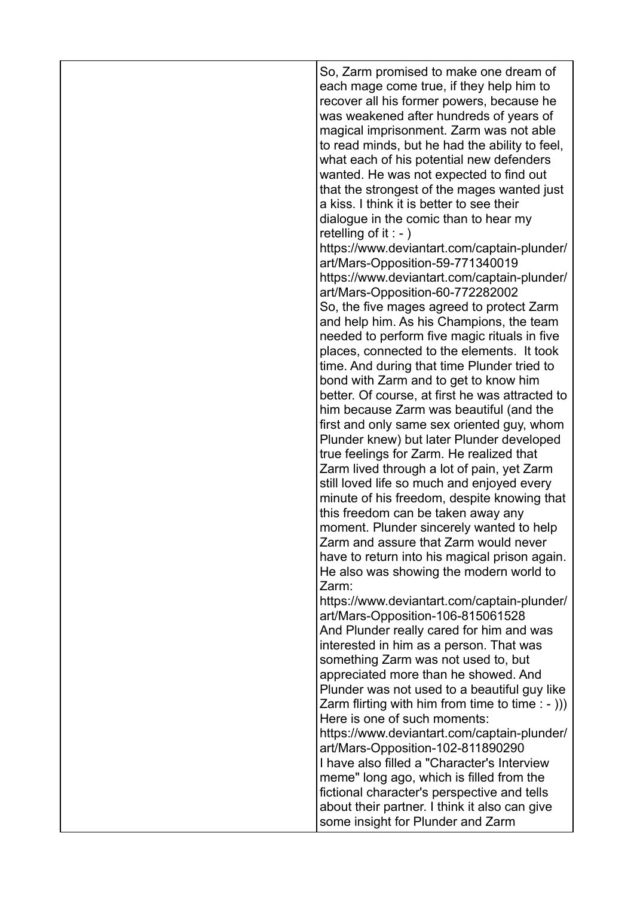| | So, Zarm promised to make one dream of each mage come true, if they help him to recover all his former powers, because he was weakened after hundreds of years of magical imprisonment. Zarm was not able to read minds, but he had the ability to feel, what each of his potential new defenders wanted. He was not expected to find out that the strongest of the mages wanted just a kiss. I think it is better to see their dialogue in the comic than to hear my retelling of it : - ) https://www.deviantart.com/captain-plunder/art/Mars-Opposition-59-771340019 https://www.deviantart.com/captain-plunder/art/Mars-Opposition-60-772282002 So, the five mages agreed to protect Zarm and help him. As his Champions, the team needed to perform five magic rituals in five places, connected to the elements. It took time. And during that time Plunder tried to bond with Zarm and to get to know him better. Of course, at first he was attracted to him because Zarm was beautiful (and the first and only same sex oriented guy, whom Plunder knew) but later Plunder developed true feelings for Zarm. He realized that Zarm lived through a lot of pain, yet Zarm still loved life so much and enjoyed every minute of his freedom, despite knowing that this freedom can be taken away any moment. Plunder sincerely wanted to help Zarm and assure that Zarm would never have to return into his magical prison again. He also was showing the modern world to Zarm: https://www.deviantart.com/captain-plunder/art/Mars-Opposition-106-815061528 And Plunder really cared for him and was interested in him as a person. That was something Zarm was not used to, but appreciated more than he showed. And Plunder was not used to a beautiful guy like Zarm flirting with him from time to time : - ))) Here is one of such moments: https://www.deviantart.com/captain-plunder/art/Mars-Opposition-102-811890290 I have also filled a "Character's Interview meme" long ago, which is filled from the fictional character's perspective and tells about their partner. I think it also can give some insight for Plunder and Zarm |
|---|---|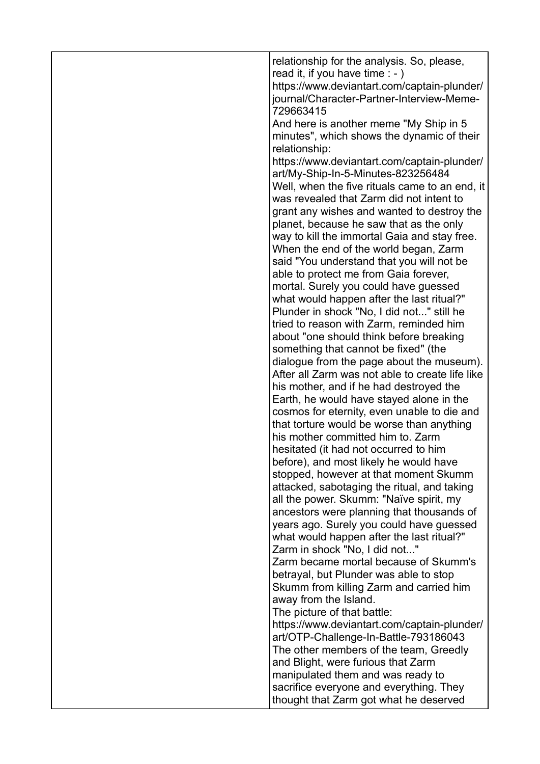| | relationship for the analysis. So, please, read it, if you have time : - ) https://www.deviantart.com/captain-plunder/journal/Character-Partner-Interview-Meme-729663415 And here is another meme "My Ship in 5 minutes", which shows the dynamic of their relationship: https://www.deviantart.com/captain-plunder/art/My-Ship-In-5-Minutes-823256484 Well, when the five rituals came to an end, it was revealed that Zarm did not intent to grant any wishes and wanted to destroy the planet, because he saw that as the only way to kill the immortal Gaia and stay free. When the end of the world began, Zarm said "You understand that you will not be able to protect me from Gaia forever, mortal. Surely you could have guessed what would happen after the last ritual?" Plunder in shock "No, I did not..." still he tried to reason with Zarm, reminded him about "one should think before breaking something that cannot be fixed" (the dialogue from the page about the museum). After all Zarm was not able to create life like his mother, and if he had destroyed the Earth, he would have stayed alone in the cosmos for eternity, even unable to die and that torture would be worse than anything his mother committed him to. Zarm hesitated (it had not occurred to him before), and most likely he would have stopped, however at that moment Skumm attacked, sabotaging the ritual, and taking all the power. Skumm: "Naïve spirit, my ancestors were planning that thousands of years ago. Surely you could have guessed what would happen after the last ritual?" Zarm in shock "No, I did not..." Zarm became mortal because of Skumm's betrayal, but Plunder was able to stop Skumm from killing Zarm and carried him away from the Island. The picture of that battle: https://www.deviantart.com/captain-plunder/art/OTP-Challenge-In-Battle-793186043 The other members of the team, Greedly and Blight, were furious that Zarm manipulated them and was ready to sacrifice everyone and everything. They thought that Zarm got what he deserved |
|---|---|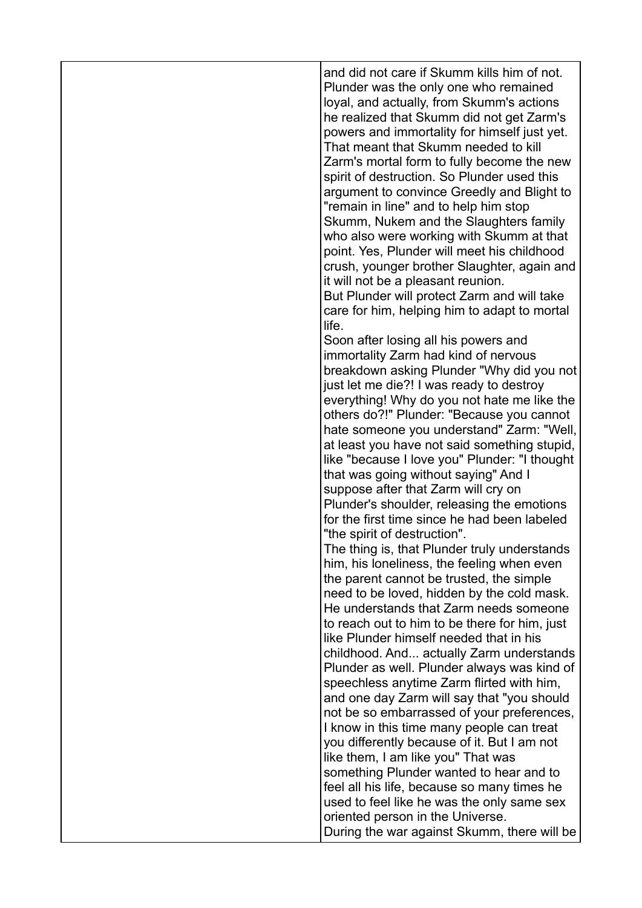| | |
|---|---|
| | and did not care if Skumm kills him of not. Plunder was the only one who remained loyal, and actually, from Skumm's actions he realized that Skumm did not get Zarm's powers and immortality for himself just yet. That meant that Skumm needed to kill Zarm's mortal form to fully become the new spirit of destruction. So Plunder used this argument to convince Greedly and Blight to "remain in line" and to help him stop Skumm, Nukem and the Slaughters family who also were working with Skumm at that point. Yes, Plunder will meet his childhood crush, younger brother Slaughter, again and it will not be a pleasant reunion.<br>But Plunder will protect Zarm and will take care for him, helping him to adapt to mortal life.<br>Soon after losing all his powers and immortality Zarm had kind of nervous breakdown asking Plunder "Why did you not just let me die?! I was ready to destroy everything! Why do you not hate me like the others do?!" Plunder: "Because you cannot hate someone you understand" Zarm: "Well, at least you have not said something stupid, like "because I love you" Plunder: "I thought that was going without saying" And I suppose after that Zarm will cry on Plunder's shoulder, releasing the emotions for the first time since he had been labeled "the spirit of destruction".<br>The thing is, that Plunder truly understands him, his loneliness, the feeling when even the parent cannot be trusted, the simple need to be loved, hidden by the cold mask. He understands that Zarm needs someone to reach out to him to be there for him, just like Plunder himself needed that in his childhood. And... actually Zarm understands Plunder as well. Plunder always was kind of speechless anytime Zarm flirted with him, and one day Zarm will say that "you should not be so embarrassed of your preferences, I know in this time many people can treat you differently because of it. But I am not like them, I am like you" That was something Plunder wanted to hear and to feel all his life, because so many times he used to feel like he was the only same sex oriented person in the Universe.<br>During the war against Skumm, there will be |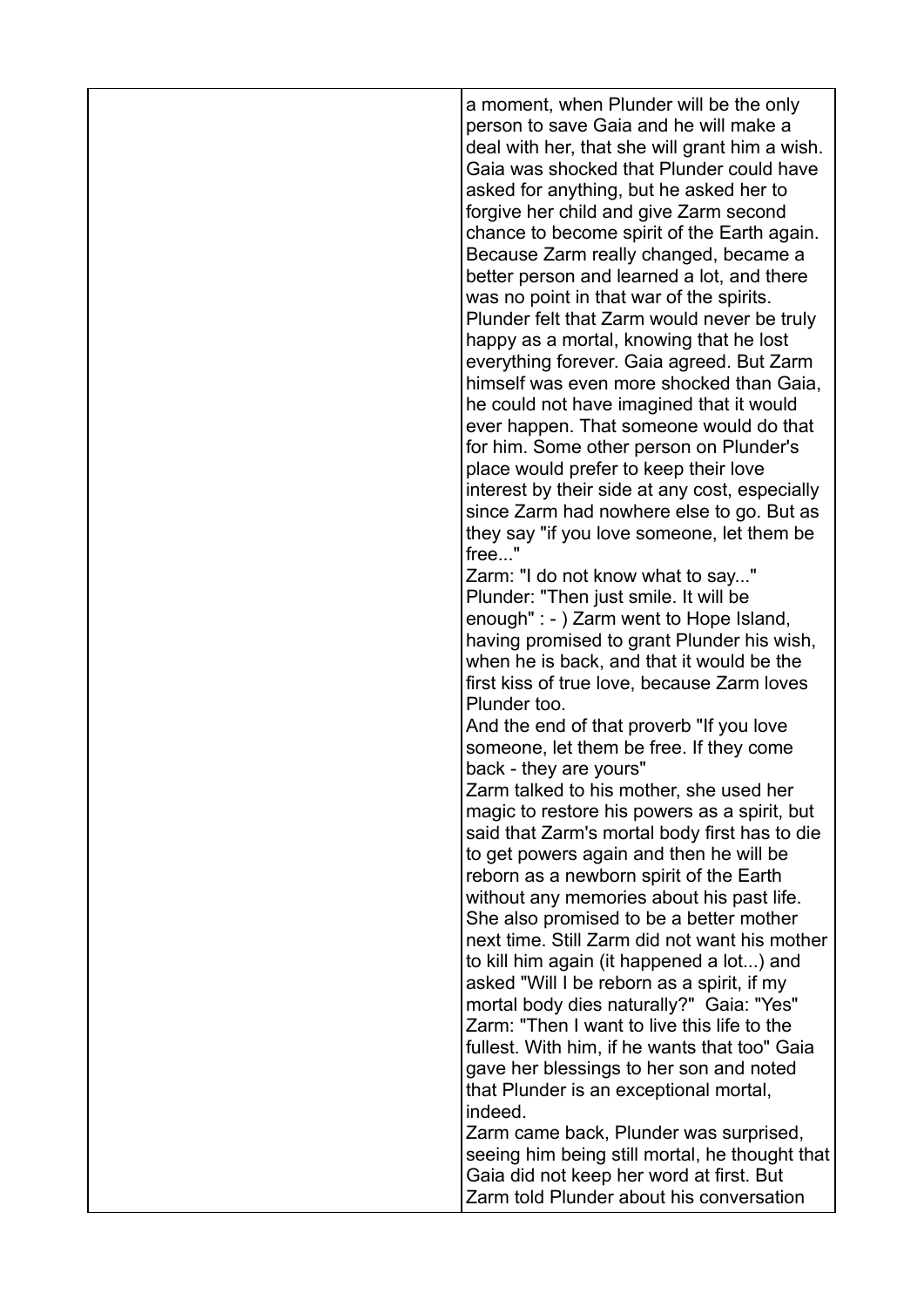| | |
|---|---|
| | a moment, when Plunder will be the only person to save Gaia and he will make a deal with her, that she will grant him a wish. Gaia was shocked that Plunder could have asked for anything, but he asked her to forgive her child and give Zarm second chance to become spirit of the Earth again. Because Zarm really changed, became a better person and learned a lot, and there was no point in that war of the spirits. Plunder felt that Zarm would never be truly happy as a mortal, knowing that he lost everything forever. Gaia agreed. But Zarm himself was even more shocked than Gaia, he could not have imagined that it would ever happen. That someone would do that for him. Some other person on Plunder's place would prefer to keep their love interest by their side at any cost, especially since Zarm had nowhere else to go. But as they say "if you love someone, let them be free..."<br>Zarm: "I do not know what to say..."<br>Plunder: "Then just smile. It will be enough" : - ) Zarm went to Hope Island, having promised to grant Plunder his wish, when he is back, and that it would be the first kiss of true love, because Zarm loves Plunder too.<br>And the end of that proverb "If you love someone, let them be free. If they come back - they are yours"<br>Zarm talked to his mother, she used her magic to restore his powers as a spirit, but said that Zarm's mortal body first has to die to get powers again and then he will be reborn as a newborn spirit of the Earth without any memories about his past life. She also promised to be a better mother next time. Still Zarm did not want his mother to kill him again (it happened a lot...) and asked "Will I be reborn as a spirit, if my mortal body dies naturally?" Gaia: "Yes"<br>Zarm: "Then I want to live this life to the fullest. With him, if he wants that too" Gaia gave her blessings to her son and noted that Plunder is an exceptional mortal, indeed.<br>Zarm came back, Plunder was surprised, seeing him being still mortal, he thought that Gaia did not keep her word at first. But Zarm told Plunder about his conversation |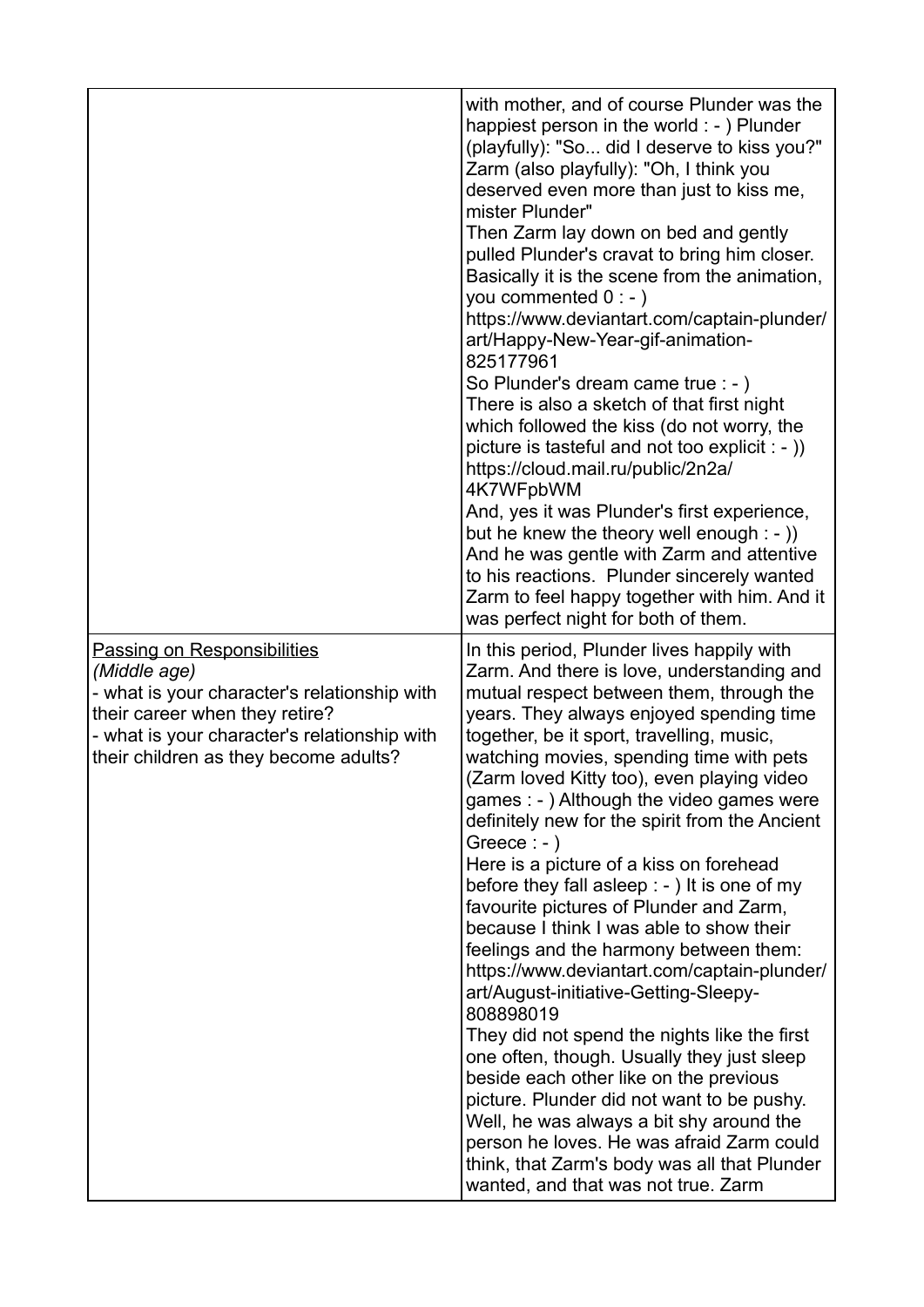| | |
|---|---|
| | with mother, and of course Plunder was the happiest person in the world : - ) Plunder (playfully): "So... did I deserve to kiss you?" Zarm (also playfully): "Oh, I think you deserved even more than just to kiss me, mister Plunder"<br>Then Zarm lay down on bed and gently pulled Plunder's cravat to bring him closer. Basically it is the scene from the animation, you commented 0 : - )<br>https://www.deviantart.com/captain-plunder/art/Happy-New-Year-gif-animation-825177961<br>So Plunder's dream came true : - )<br>There is also a sketch of that first night which followed the kiss (do not worry, the picture is tasteful and not too explicit : - ))<br>https://cloud.mail.ru/public/2n2a/4K7WFpbWM<br>And, yes it was Plunder's first experience, but he knew the theory well enough : - ))<br>And he was gentle with Zarm and attentive to his reactions. Plunder sincerely wanted Zarm to feel happy together with him. And it was perfect night for both of them. |
| <u>Passing on Responsibilities</u><br>*(Middle age)*<br>- what is your character's relationship with their career when they retire?<br>- what is your character's relationship with their children as they become adults? | In this period, Plunder lives happily with Zarm. And there is love, understanding and mutual respect between them, through the years. They always enjoyed spending time together, be it sport, travelling, music, watching movies, spending time with pets (Zarm loved Kitty too), even playing video games : - ) Although the video games were definitely new for the spirit from the Ancient Greece : - )<br>Here is a picture of a kiss on forehead before they fall asleep : - ) It is one of my favourite pictures of Plunder and Zarm, because I think I was able to show their feelings and the harmony between them:<br>https://www.deviantart.com/captain-plunder/art/August-initiative-Getting-Sleepy-808898019<br>They did not spend the nights like the first one often, though. Usually they just sleep beside each other like on the previous picture. Plunder did not want to be pushy. Well, he was always a bit shy around the person he loves. He was afraid Zarm could think, that Zarm's body was all that Plunder wanted, and that was not true. Zarm |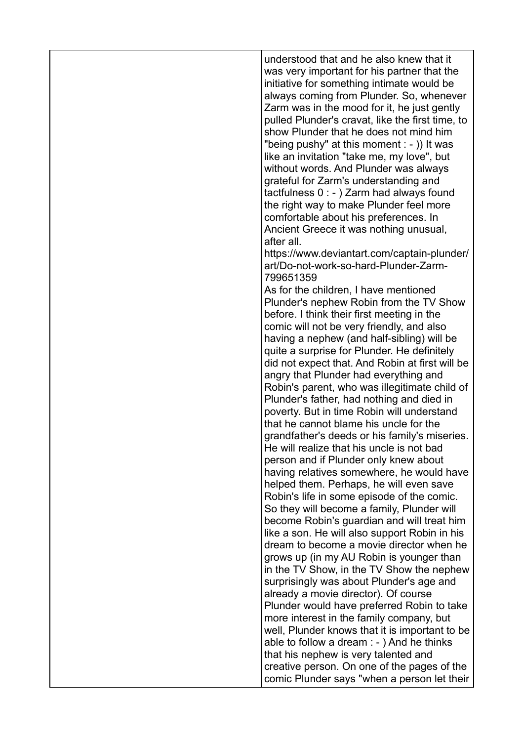| | |
|---|---|
| | understood that and he also knew that it was very important for his partner that the initiative for something intimate would be always coming from Plunder. So, whenever Zarm was in the mood for it, he just gently pulled Plunder's cravat, like the first time, to show Plunder that he does not mind him "being pushy" at this moment : - )) It was like an invitation "take me, my love", but without words. And Plunder was always grateful for Zarm's understanding and tactfulness 0 : - ) Zarm had always found the right way to make Plunder feel more comfortable about his preferences. In Ancient Greece it was nothing unusual, after all. https://www.deviantart.com/captain-plunder/art/Do-not-work-so-hard-Plunder-Zarm-799651359 As for the children, I have mentioned Plunder's nephew Robin from the TV Show before. I think their first meeting in the comic will not be very friendly, and also having a nephew (and half-sibling) will be quite a surprise for Plunder. He definitely did not expect that. And Robin at first will be angry that Plunder had everything and Robin's parent, who was illegitimate child of Plunder's father, had nothing and died in poverty. But in time Robin will understand that he cannot blame his uncle for the grandfather's deeds or his family's miseries. He will realize that his uncle is not bad person and if Plunder only knew about having relatives somewhere, he would have helped them. Perhaps, he will even save Robin's life in some episode of the comic. So they will become a family, Plunder will become Robin's guardian and will treat him like a son. He will also support Robin in his dream to become a movie director when he grows up (in my AU Robin is younger than in the TV Show, in the TV Show the nephew surprisingly was about Plunder's age and already a movie director). Of course Plunder would have preferred Robin to take more interest in the family company, but well, Plunder knows that it is important to be able to follow a dream : - ) And he thinks that his nephew is very talented and creative person. On one of the pages of the comic Plunder says "when a person let their |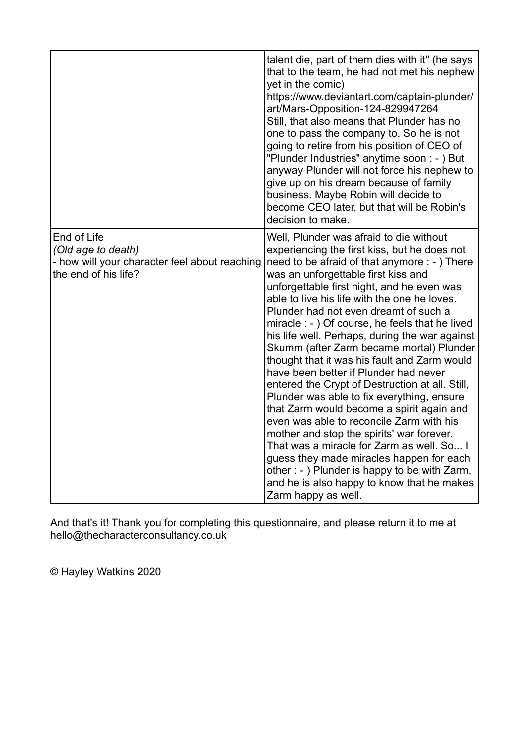| | |
|---|---|
| | talent die, part of them dies with it" (he says that to the team, he had not met his nephew yet in the comic) https://www.deviantart.com/captain-plunder/art/Mars-Opposition-124-829947264 Still, that also means that Plunder has no one to pass the company to. So he is not going to retire from his position of CEO of "Plunder Industries" anytime soon : - ) But anyway Plunder will not force his nephew to give up on his dream because of family business. Maybe Robin will decide to become CEO later, but that will be Robin's decision to make. |
| <u>End of Life</u><br>*(Old age to death)*<br>- how will your character feel about reaching the end of his life? | Well, Plunder was afraid to die without experiencing the first kiss, but he does not need to be afraid of that anymore : - ) There was an unforgettable first kiss and unforgettable first night, and he even was able to live his life with the one he loves. Plunder had not even dreamt of such a miracle : - ) Of course, he feels that he lived his life well. Perhaps, during the war against Skumm (after Zarm became mortal) Plunder thought that it was his fault and Zarm would have been better if Plunder had never entered the Crypt of Destruction at all. Still, Plunder was able to fix everything, ensure that Zarm would become a spirit again and even was able to reconcile Zarm with his mother and stop the spirits' war forever. That was a miracle for Zarm as well. So... I guess they made miracles happen for each other : - ) Plunder is happy to be with Zarm, and he is also happy to know that he makes Zarm happy as well. |

And that's it! Thank you for completing this questionnaire, and please return it to me at hello@thecharacterconsultancy.co.uk

© Hayley Watkins 2020